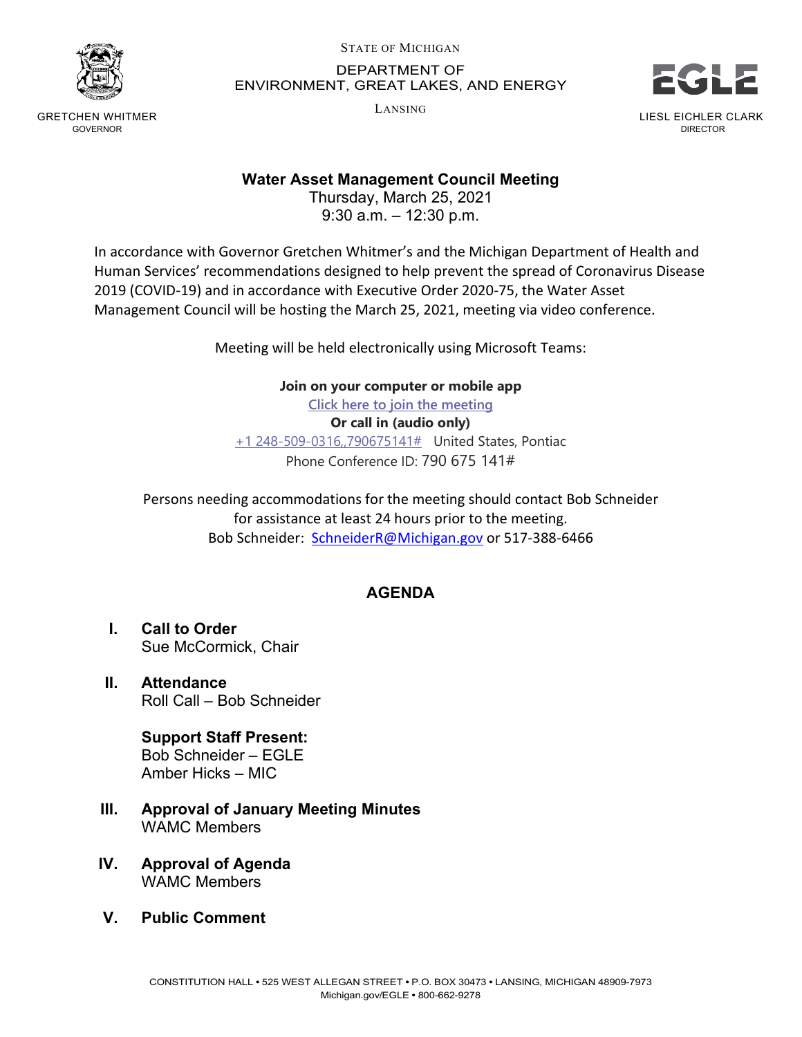STATE OF MICHIGAN

DEPARTMENT OF
ENVIRONMENT, GREAT LAKES, AND ENERGY

LANSING

GRETCHEN WHITMER
GOVERNOR

LIESL EICHLER CLARK
DIRECTOR

# Water Asset Management Council Meeting

Thursday, March 25, 2021
9:30 a.m. – 12:30 p.m.

In accordance with Governor Gretchen Whitmer's and the Michigan Department of Health and Human Services' recommendations designed to help prevent the spread of Coronavirus Disease 2019 (COVID-19) and in accordance with Executive Order 2020-75, the Water Asset Management Council will be hosting the March 25, 2021, meeting via video conference.

Meeting will be held electronically using Microsoft Teams:

**Join on your computer or mobile app**
Click here to join the meeting
**Or call in (audio only)**
+1 248-509-0316,,790675141# United States, Pontiac
Phone Conference ID: 790 675 141#

Persons needing accommodations for the meeting should contact Bob Schneider for assistance at least 24 hours prior to the meeting.
Bob Schneider: SchneiderR@Michigan.gov or 517-388-6466

## AGENDA

**I. Call to Order**
Sue McCormick, Chair

**II. Attendance**
Roll Call – Bob Schneider

**Support Staff Present:**
Bob Schneider – EGLE
Amber Hicks – MIC

**III. Approval of January Meeting Minutes**
WAMC Members

**IV. Approval of Agenda**
WAMC Members

**V. Public Comment**

CONSTITUTION HALL • 525 WEST ALLEGAN STREET • P.O. BOX 30473 • LANSING, MICHIGAN 48909-7973
Michigan.gov/EGLE • 800-662-9278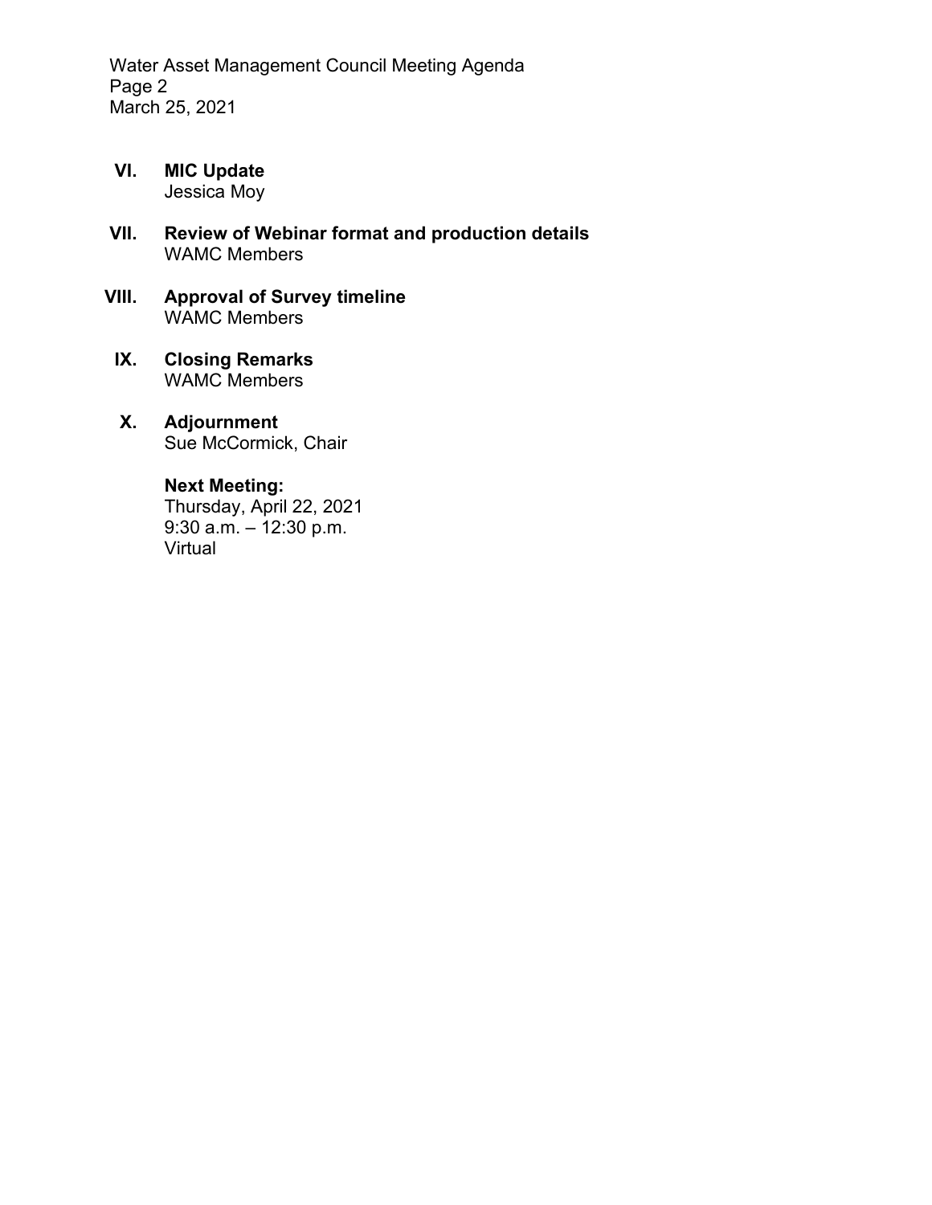**VI. MIC Update**
Jessica Moy

**VII. Review of Webinar format and production details**
WAMC Members

**VIII. Approval of Survey timeline**
WAMC Members

**IX. Closing Remarks**
WAMC Members

**X. Adjournment**
Sue McCormick, Chair

**Next Meeting:**
Thursday, April 22, 2021
9:30 a.m. – 12:30 p.m.
Virtual